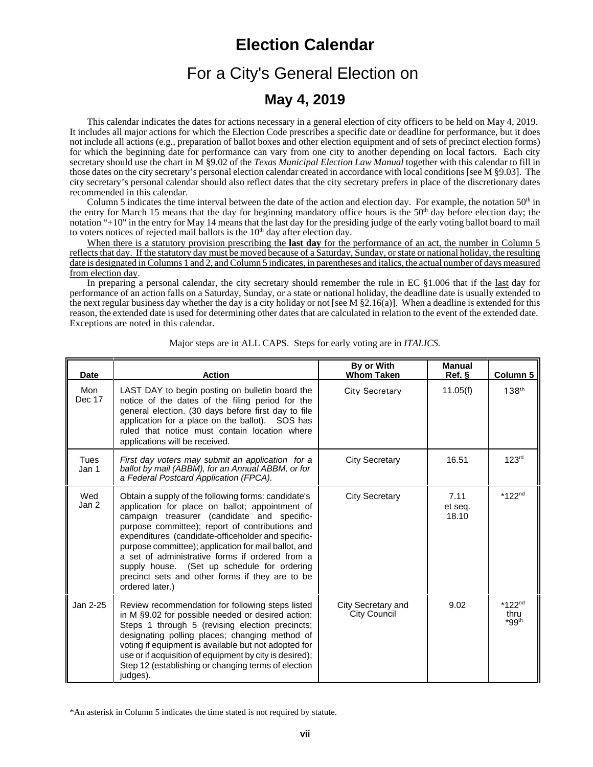# Election Calendar

## For a City's General Election on

### May 4, 2019

This calendar indicates the dates for actions necessary in a general election of city officers to be held on May 4, 2019. It includes all major actions for which the Election Code prescribes a specific date or deadline for performance, but it does not include all actions (e.g., preparation of ballot boxes and other election equipment and of sets of precinct election forms) for which the beginning date for performance can vary from one city to another depending on local factors. Each city secretary should use the chart in M §9.02 of the *Texas Municipal Election Law Manual* together with this calendar to fill in those dates on the city secretary's personal election calendar created in accordance with local conditions [see M §9.03]. The city secretary's personal calendar should also reflect dates that the city secretary prefers in place of the discretionary dates recommended in this calendar.

Column 5 indicates the time interval between the date of the action and election day. For example, the notation 50th in the entry for March 15 means that the day for beginning mandatory office hours is the 50th day before election day; the notation "+10" in the entry for May 14 means that the last day for the presiding judge of the early voting ballot board to mail to voters notices of rejected mail ballots is the 10th day after election day.

When there is a statutory provision prescribing the **last day** for the performance of an act, the number in Column 5 reflects that day. If the statutory day must be moved because of a Saturday, Sunday, or state or national holiday, the resulting date is designated in Columns 1 and 2, and Column 5 indicates, in parentheses and italics, the actual number of days measured from election day.

In preparing a personal calendar, the city secretary should remember the rule in EC §1.006 that if the last day for performance of an action falls on a Saturday, Sunday, or a state or national holiday, the deadline date is usually extended to the next regular business day whether the day is a city holiday or not [see M §2.16(a)]. When a deadline is extended for this reason, the extended date is used for determining other dates that are calculated in relation to the event of the extended date. Exceptions are noted in this calendar.

Major steps are in ALL CAPS. Steps for early voting are in *ITALICS.*

| Date | Action | By or With Whom Taken | Manual Ref. § | Column 5 |
|---|---|---|---|---|
| Mon Dec 17 | LAST DAY to begin posting on bulletin board the notice of the dates of the filing period for the general election. (30 days before first day to file application for a place on the ballot). SOS has ruled that notice must contain location where applications will be received. | City Secretary | 11.05(f) | 138th |
| Tues Jan 1 | *First day voters may submit an application for a ballot by mail (ABBM), for an Annual ABBM, or for a Federal Postcard Application (FPCA).* | City Secretary | 16.51 | 123rd |
| Wed Jan 2 | Obtain a supply of the following forms: candidate's application for place on ballot; appointment of campaign treasurer (candidate and specific-purpose committee); report of contributions and expenditures (candidate-officeholder and specific-purpose committee); application for mail ballot, and a set of administrative forms if ordered from a supply house. (Set up schedule for ordering precinct sets and other forms if they are to be ordered later.) | City Secretary | 7.11 et seq. 18.10 | *122nd |
| Jan 2-25 | Review recommendation for following steps listed in M §9.02 for possible needed or desired action: Steps 1 through 5 (revising election precincts; designating polling places; changing method of voting if equipment is available but not adopted for use or if acquisition of equipment by city is desired); Step 12 (establishing or changing terms of election judges). | City Secretary and City Council | 9.02 | *122nd thru *99th |

*An asterisk in Column 5 indicates the time stated is not required by statute.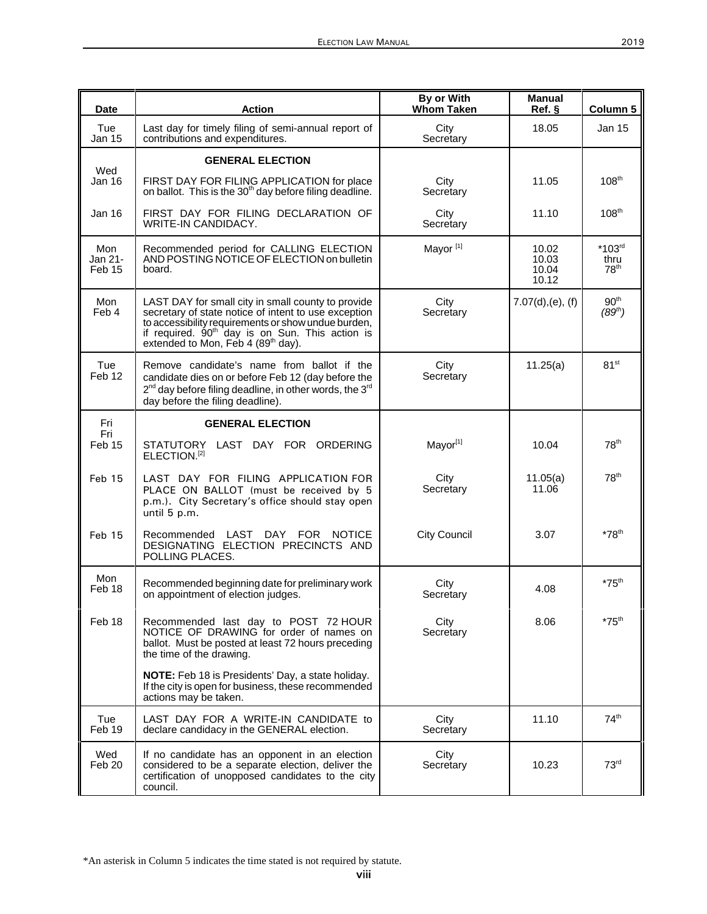| Date | Action | By or With Whom Taken | Manual Ref. § | Column 5 |
|---|---|---|---|---|
| Tue Jan 15 | Last day for timely filing of semi-annual report of contributions and expenditures. | City Secretary | 18.05 | Jan 15 |
| Wed Jan 16 | **GENERAL ELECTION**<br>FIRST DAY FOR FILING APPLICATION for place on ballot. This is the 30th day before filing deadline. | City Secretary | 11.05 | 108th |
| Jan 16 | FIRST DAY FOR FILING DECLARATION OF WRITE-IN CANDIDACY. | City Secretary | 11.10 | 108th |
| Mon Jan 21-Feb 15 | Recommended period for CALLING ELECTION AND POSTING NOTICE OF ELECTION on bulletin board. | Mayor [1] | 10.02<br>10.03<br>10.04<br>10.12 | *103rd thru 78th |
| Mon Feb 4 | LAST DAY for small city in small county to provide secretary of state notice of intent to use exception to accessibility requirements or show undue burden, if required. 90th day is on Sun. This action is extended to Mon, Feb 4 (89th day). | City Secretary | 7.07(d),(e), (f) | 90th *(89th)* |
| Tue Feb 12 | Remove candidate's name from ballot if the candidate dies on or before Feb 12 (day before the 2nd day before filing deadline, in other words, the 3rd day before the filing deadline). | City Secretary | 11.25(a) | 81st |
| Fri Feb 15 | **GENERAL ELECTION**<br>STATUTORY LAST DAY FOR ORDERING ELECTION.[2] | Mayor[1] | 10.04 | 78th |
| Feb 15 | LAST DAY FOR FILING APPLICATION FOR PLACE ON BALLOT (must be received by 5 p.m.). City Secretary's office should stay open until 5 p.m. | City Secretary | 11.05(a)<br>11.06 | 78th |
| Feb 15 | Recommended LAST DAY FOR NOTICE DESIGNATING ELECTION PRECINCTS AND POLLING PLACES. | City Council | 3.07 | *78th |
| Mon Feb 18 | Recommended beginning date for preliminary work on appointment of election judges. | City Secretary | 4.08 | *75th |
| Feb 18 | Recommended last day to POST 72 HOUR NOTICE OF DRAWING for order of names on ballot. Must be posted at least 72 hours preceding the time of the drawing.<br><br>**NOTE:** Feb 18 is Presidents' Day, a state holiday. If the city is open for business, these recommended actions may be taken. | City Secretary | 8.06 | *75th |
| Tue Feb 19 | LAST DAY FOR A WRITE-IN CANDIDATE to declare candidacy in the GENERAL election. | City Secretary | 11.10 | 74th |
| Wed Feb 20 | If no candidate has an opponent in an election considered to be a separate election, deliver the certification of unopposed candidates to the city council. | City Secretary | 10.23 | 73rd |

*An asterisk in Column 5 indicates the time stated is not required by statute.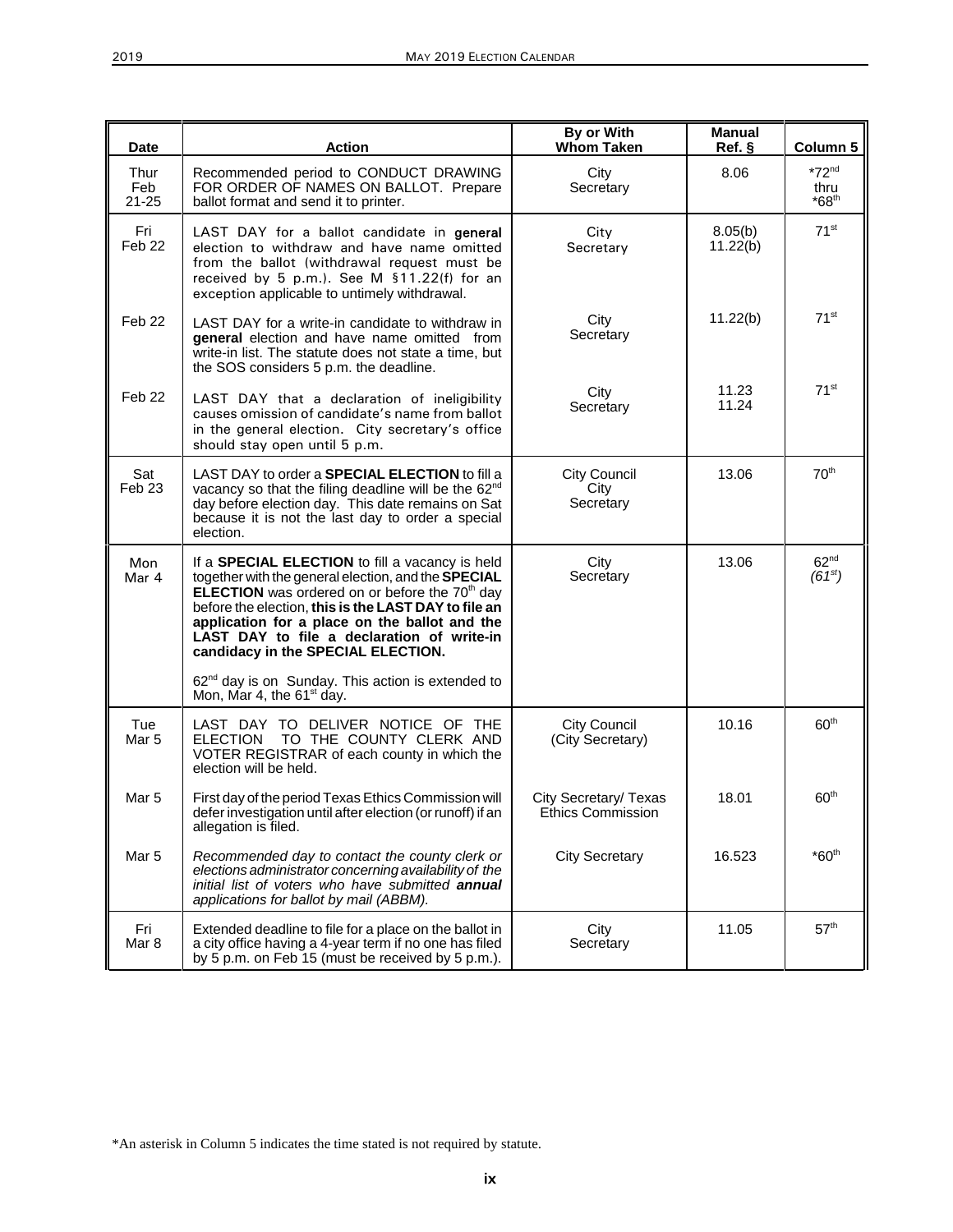| Date | Action | By or With Whom Taken | Manual Ref. § | Column 5 |
|---|---|---|---|---|
| Thur Feb 21-25 | Recommended period to CONDUCT DRAWING FOR ORDER OF NAMES ON BALLOT. Prepare ballot format and send it to printer. | City Secretary | 8.06 | *72nd thru *68th |
| Fri Feb 22 | LAST DAY for a ballot candidate in **general** election to withdraw and have name omitted from the ballot (withdrawal request must be received by 5 p.m.). See M §11.22(f) for an exception applicable to untimely withdrawal. | City Secretary | 8.05(b) 11.22(b) | 71st |
| Feb 22 | LAST DAY for a write-in candidate to withdraw in **general** election and have name omitted from write-in list. The statute does not state a time, but the SOS considers 5 p.m. the deadline. | City Secretary | 11.22(b) | 71st |
| Feb 22 | LAST DAY that a declaration of ineligibility causes omission of candidate's name from ballot in the general election. City secretary's office should stay open until 5 p.m. | City Secretary | 11.23 11.24 | 71st |
| Sat Feb 23 | LAST DAY to order a **SPECIAL ELECTION** to fill a vacancy so that the filing deadline will be the 62nd day before election day. This date remains on Sat because it is not the last day to order a special election. | City Council City Secretary | 13.06 | 70th |
| Mon Mar 4 | If a **SPECIAL ELECTION** to fill a vacancy is held together with the general election, and the **SPECIAL ELECTION** was ordered on or before the 70th day before the election, **this is the LAST DAY to file an application for a place on the ballot and the LAST DAY to file a declaration of write-in candidacy in the SPECIAL ELECTION.**<br><br>62nd day is on Sunday. This action is extended to Mon, Mar 4, the 61st day. | City Secretary | 13.06 | 62nd *(61st)* |
| Tue Mar 5 | LAST DAY TO DELIVER NOTICE OF THE ELECTION TO THE COUNTY CLERK AND VOTER REGISTRAR of each county in which the election will be held. | City Council (City Secretary) | 10.16 | 60th |
| Mar 5 | First day of the period Texas Ethics Commission will defer investigation until after election (or runoff) if an allegation is filed. | City Secretary/ Texas Ethics Commission | 18.01 | 60th |
| Mar 5 | *Recommended day to contact the county clerk or elections administrator concerning availability of the initial list of voters who have submitted **annual** applications for ballot by mail (ABBM).* | City Secretary | 16.523 | *60th |
| Fri Mar 8 | Extended deadline to file for a place on the ballot in a city office having a 4-year term if no one has filed by 5 p.m. on Feb 15 (must be received by 5 p.m.). | City Secretary | 11.05 | 57th |

*An asterisk in Column 5 indicates the time stated is not required by statute.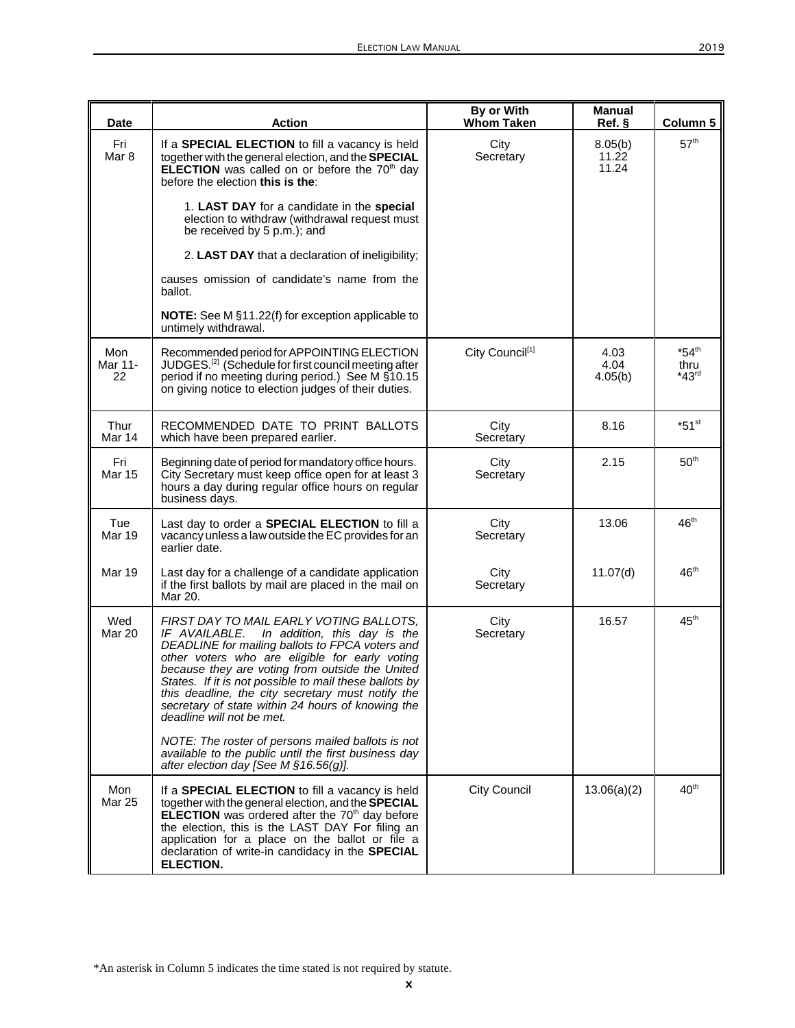| Date | Action | By or With Whom Taken | Manual Ref. § | Column 5 |
|---|---|---|---|---|
| Fri Mar 8 | If a **SPECIAL ELECTION** to fill a vacancy is held together with the general election, and the **SPECIAL ELECTION** was called on or before the 70th day before the election **this is the**:<br><br>1. **LAST DAY** for a candidate in the **special** election to withdraw (withdrawal request must be received by 5 p.m.); and<br><br>2. **LAST DAY** that a declaration of ineligibility;<br><br>causes omission of candidate's name from the ballot.<br><br>**NOTE:** See M §11.22(f) for exception applicable to untimely withdrawal. | City Secretary | 8.05(b)<br>11.22<br>11.24 | 57th |
| Mon Mar 11-22 | Recommended period for APPOINTING ELECTION JUDGES.[2] (Schedule for first council meeting after period if no meeting during period.) See M §10.15 on giving notice to election judges of their duties. | City Council[1] | 4.03<br>4.04<br>4.05(b) | *54th thru *43rd |
| Thur Mar 14 | RECOMMENDED DATE TO PRINT BALLOTS which have been prepared earlier. | City Secretary | 8.16 | *51st |
| Fri Mar 15 | Beginning date of period for mandatory office hours. City Secretary must keep office open for at least 3 hours a day during regular office hours on regular business days. | City Secretary | 2.15 | 50th |
| Tue Mar 19 | Last day to order a **SPECIAL ELECTION** to fill a vacancy unless a law outside the EC provides for an earlier date. | City Secretary | 13.06 | 46th |
| Mar 19 | Last day for a challenge of a candidate application if the first ballots by mail are placed in the mail on Mar 20. | City Secretary | 11.07(d) | 46th |
| Wed Mar 20 | *FIRST DAY TO MAIL EARLY VOTING BALLOTS, IF AVAILABLE. In addition, this day is the DEADLINE for mailing ballots to FPCA voters and other voters who are eligible for early voting because they are voting from outside the United States. If it is not possible to mail these ballots by this deadline, the city secretary must notify the secretary of state within 24 hours of knowing the deadline will not be met.*<br><br>*NOTE: The roster of persons mailed ballots is not available to the public until the first business day after election day [See M §16.56(g)].* | City Secretary | 16.57 | 45th |
| Mon Mar 25 | If a **SPECIAL ELECTION** to fill a vacancy is held together with the general election, and the **SPECIAL ELECTION** was ordered after the 70th day before the election, this is the LAST DAY For filing an application for a place on the ballot or file a declaration of write-in candidacy in the **SPECIAL ELECTION.** | City Council | 13.06(a)(2) | 40th |

*An asterisk in Column 5 indicates the time stated is not required by statute.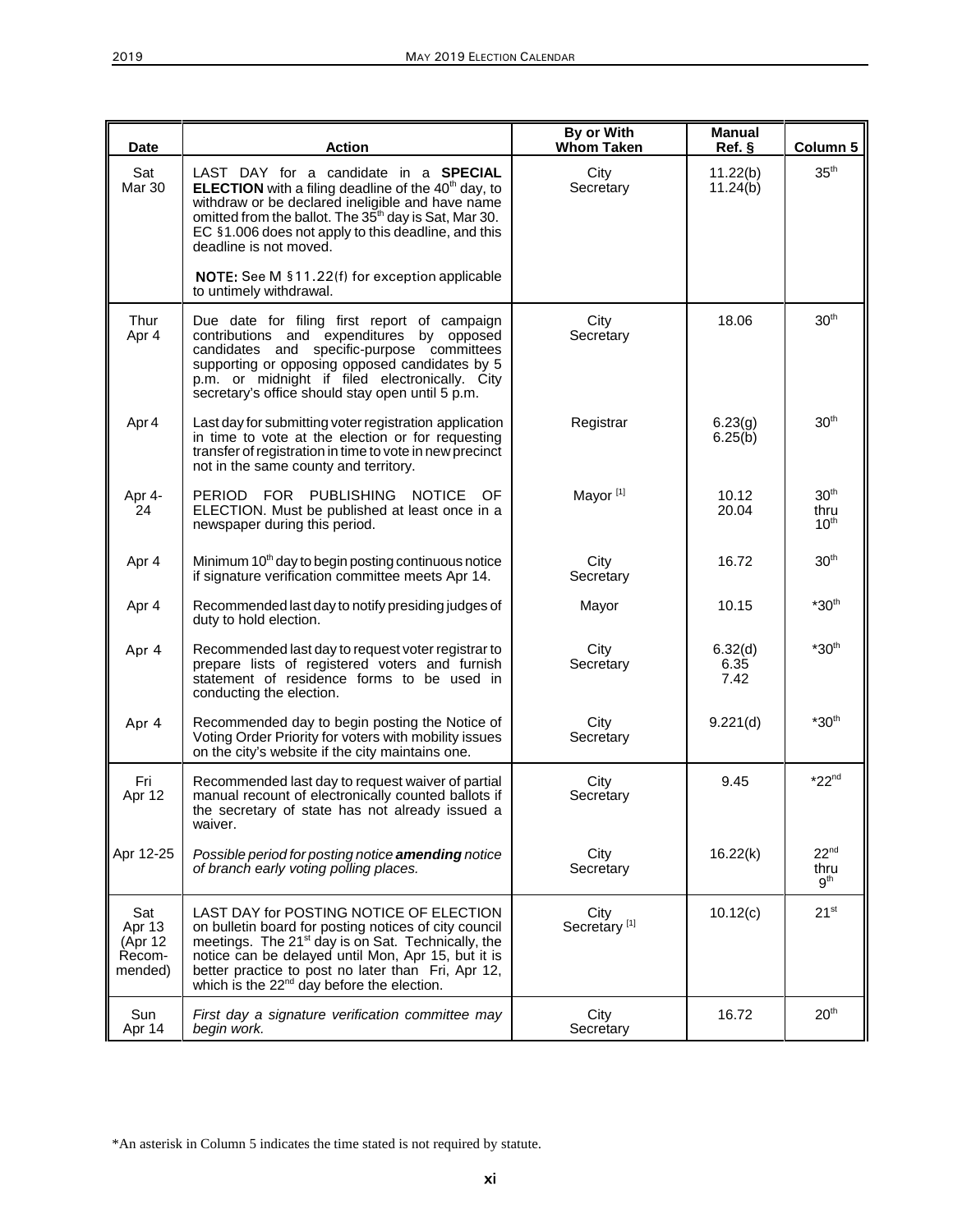| Date | Action | By or With Whom Taken | Manual Ref. § | Column 5 |
|---|---|---|---|---|
| Sat Mar 30 | LAST DAY for a candidate in a **SPECIAL ELECTION** with a filing deadline of the 40th day, to withdraw or be declared ineligible and have name omitted from the ballot. The 35th day is Sat, Mar 30. EC §1.006 does not apply to this deadline, and this deadline is not moved.<br><br>**NOTE:** See M §11.22(f) for exception applicable to untimely withdrawal. | City Secretary | 11.22(b) 11.24(b) | 35th |
| Thur Apr 4 | Due date for filing first report of campaign contributions and expenditures by opposed candidates and specific-purpose committees supporting or opposing opposed candidates by 5 p.m. or midnight if filed electronically. City secretary's office should stay open until 5 p.m. | City Secretary | 18.06 | 30th |
| Apr 4 | Last day for submitting voter registration application in time to vote at the election or for requesting transfer of registration in time to vote in new precinct not in the same county and territory. | Registrar | 6.23(g) 6.25(b) | 30th |
| Apr 4-24 | PERIOD FOR PUBLISHING NOTICE OF ELECTION. Must be published at least once in a newspaper during this period. | Mayor [1] | 10.12 20.04 | 30th thru 10th |
| Apr 4 | Minimum 10th day to begin posting continuous notice if signature verification committee meets Apr 14. | City Secretary | 16.72 | 30th |
| Apr 4 | Recommended last day to notify presiding judges of duty to hold election. | Mayor | 10.15 | *30th |
| Apr 4 | Recommended last day to request voter registrar to prepare lists of registered voters and furnish statement of residence forms to be used in conducting the election. | City Secretary | 6.32(d) 6.35 7.42 | *30th |
| Apr 4 | Recommended day to begin posting the Notice of Voting Order Priority for voters with mobility issues on the city's website if the city maintains one. | City Secretary | 9.221(d) | *30th |
| Fri Apr 12 | Recommended last day to request waiver of partial manual recount of electronically counted ballots if the secretary of state has not already issued a waiver. | City Secretary | 9.45 | *22nd |
| Apr 12-25 | *Possible period for posting notice **amending** notice of branch early voting polling places.* | City Secretary | 16.22(k) | 22nd thru 9th |
| Sat Apr 13 (Apr 12 Recommended) | LAST DAY for POSTING NOTICE OF ELECTION on bulletin board for posting notices of city council meetings. The 21st day is on Sat. Technically, the notice can be delayed until Mon, Apr 15, but it is better practice to post no later than Fri, Apr 12, which is the 22nd day before the election. | City Secretary [1] | 10.12(c) | 21st |
| Sun Apr 14 | *First day a signature verification committee may begin work.* | City Secretary | 16.72 | 20th |

*An asterisk in Column 5 indicates the time stated is not required by statute.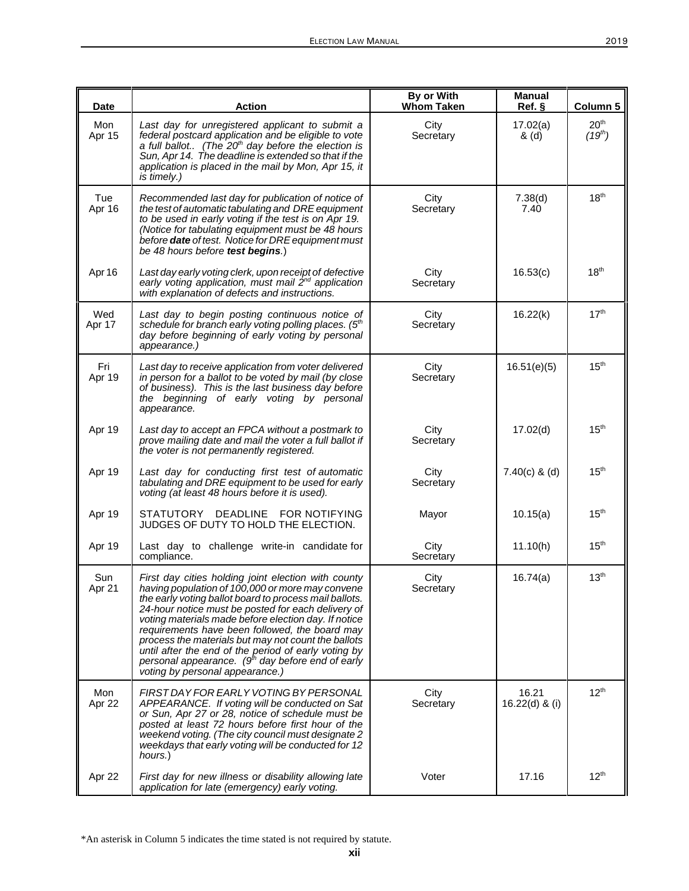| Date | Action | By or With Whom Taken | Manual Ref. § | Column 5 |
|---|---|---|---|---|
| Mon Apr 15 | *Last day for unregistered applicant to submit a federal postcard application and be eligible to vote a full ballot.. (The 20th day before the election is Sun, Apr 14. The deadline is extended so that if the application is placed in the mail by Mon, Apr 15, it is timely.)* | City Secretary | 17.02(a) & (d) | 20th *(19th)* |
| Tue Apr 16 | *Recommended last day for publication of notice of the test of automatic tabulating and DRE equipment to be used in early voting if the test is on Apr 19. (Notice for tabulating equipment must be 48 hours before **date** of test. Notice for DRE equipment must be 48 hours before **test begins**.)* | City Secretary | 7.38(d) 7.40 | 18th |
| Apr 16 | *Last day early voting clerk, upon receipt of defective early voting application, must mail 2nd application with explanation of defects and instructions.* | City Secretary | 16.53(c) | 18th |
| Wed Apr 17 | *Last day to begin posting continuous notice of schedule for branch early voting polling places. (5th day before beginning of early voting by personal appearance.)* | City Secretary | 16.22(k) | 17th |
| Fri Apr 19 | *Last day to receive application from voter delivered in person for a ballot to be voted by mail (by close of business). This is the last business day before the beginning of early voting by personal appearance.* | City Secretary | 16.51(e)(5) | 15th |
| Apr 19 | *Last day to accept an FPCA without a postmark to prove mailing date and mail the voter a full ballot if the voter is not permanently registered.* | City Secretary | 17.02(d) | 15th |
| Apr 19 | *Last day for conducting first test of automatic tabulating and DRE equipment to be used for early voting (at least 48 hours before it is used).* | City Secretary | 7.40(c) & (d) | 15th |
| Apr 19 | STATUTORY DEADLINE FOR NOTIFYING JUDGES OF DUTY TO HOLD THE ELECTION. | Mayor | 10.15(a) | 15th |
| Apr 19 | Last day to challenge write-in candidate for compliance. | City Secretary | 11.10(h) | 15th |
| Sun Apr 21 | *First day cities holding joint election with county having population of 100,000 or more may convene the early voting ballot board to process mail ballots. 24-hour notice must be posted for each delivery of voting materials made before election day. If notice requirements have been followed, the board may process the materials but may not count the ballots until after the end of the period of early voting by personal appearance. (9th day before end of early voting by personal appearance.)* | City Secretary | 16.74(a) | 13th |
| Mon Apr 22 | *FIRST DAY FOR EARLY VOTING BY PERSONAL APPEARANCE. If voting will be conducted on Sat or Sun, Apr 27 or 28, notice of schedule must be posted at least 72 hours before first hour of the weekend voting. (The city council must designate 2 weekdays that early voting will be conducted for 12 hours.)* | City Secretary | 16.21 16.22(d) & (i) | 12th |
| Apr 22 | *First day for new illness or disability allowing late application for late (emergency) early voting.* | Voter | 17.16 | 12th |

*An asterisk in Column 5 indicates the time stated is not required by statute.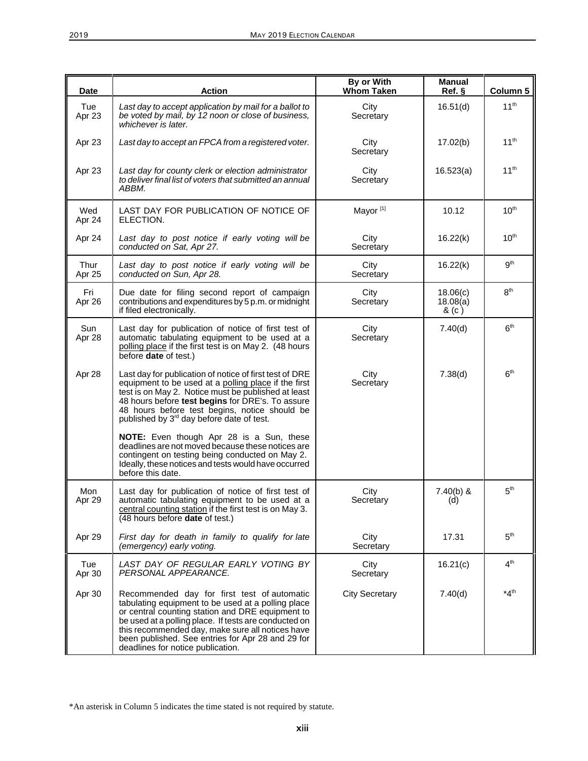| Date | Action | By or With Whom Taken | Manual Ref. § | Column 5 |
|---|---|---|---|---|
| Tue Apr 23 | *Last day to accept application by mail for a ballot to be voted by mail, by 12 noon or close of business, whichever is later.* | City Secretary | 16.51(d) | 11th |
| Apr 23 | *Last day to accept an FPCA from a registered voter.* | City Secretary | 17.02(b) | 11th |
| Apr 23 | *Last day for county clerk or election administrator to deliver final list of voters that submitted an annual ABBM.* | City Secretary | 16.523(a) | 11th |
| Wed Apr 24 | LAST DAY FOR PUBLICATION OF NOTICE OF ELECTION. | Mayor [1] | 10.12 | 10th |
| Apr 24 | *Last day to post notice if early voting will be conducted on Sat, Apr 27.* | City Secretary | 16.22(k) | 10th |
| Thur Apr 25 | *Last day to post notice if early voting will be conducted on Sun, Apr 28.* | City Secretary | 16.22(k) | 9th |
| Fri Apr 26 | Due date for filing second report of campaign contributions and expenditures by 5 p.m. or midnight if filed electronically. | City Secretary | 18.06(c) 18.08(a) & (c) | 8th |
| Sun Apr 28 | Last day for publication of notice of first test of automatic tabulating equipment to be used at a polling place if the first test is on May 2. (48 hours before **date** of test.) | City Secretary | 7.40(d) | 6th |
| Apr 28 | Last day for publication of notice of first test of DRE equipment to be used at a polling place if the first test is on May 2. Notice must be published at least 48 hours before **test begins** for DRE's. To assure 48 hours before test begins, notice should be published by 3rd day before date of test.<br><br>**NOTE:** Even though Apr 28 is a Sun, these deadlines are not moved because these notices are contingent on testing being conducted on May 2. Ideally, these notices and tests would have occurred before this date. | City Secretary | 7.38(d) | 6th |
| Mon Apr 29 | Last day for publication of notice of first test of automatic tabulating equipment to be used at a central counting station if the first test is on May 3. (48 hours before **date** of test.) | City Secretary | 7.40(b) & (d) | 5th |
| Apr 29 | *First day for death in family to qualify for late (emergency) early voting.* | City Secretary | 17.31 | 5th |
| Tue Apr 30 | *LAST DAY OF REGULAR EARLY VOTING BY PERSONAL APPEARANCE.* | City Secretary | 16.21(c) | 4th |
| Apr 30 | Recommended day for first test of automatic tabulating equipment to be used at a polling place or central counting station and DRE equipment to be used at a polling place. If tests are conducted on this recommended day, make sure all notices have been published. See entries for Apr 28 and 29 for deadlines for notice publication. | City Secretary | 7.40(d) | *4th |

*An asterisk in Column 5 indicates the time stated is not required by statute.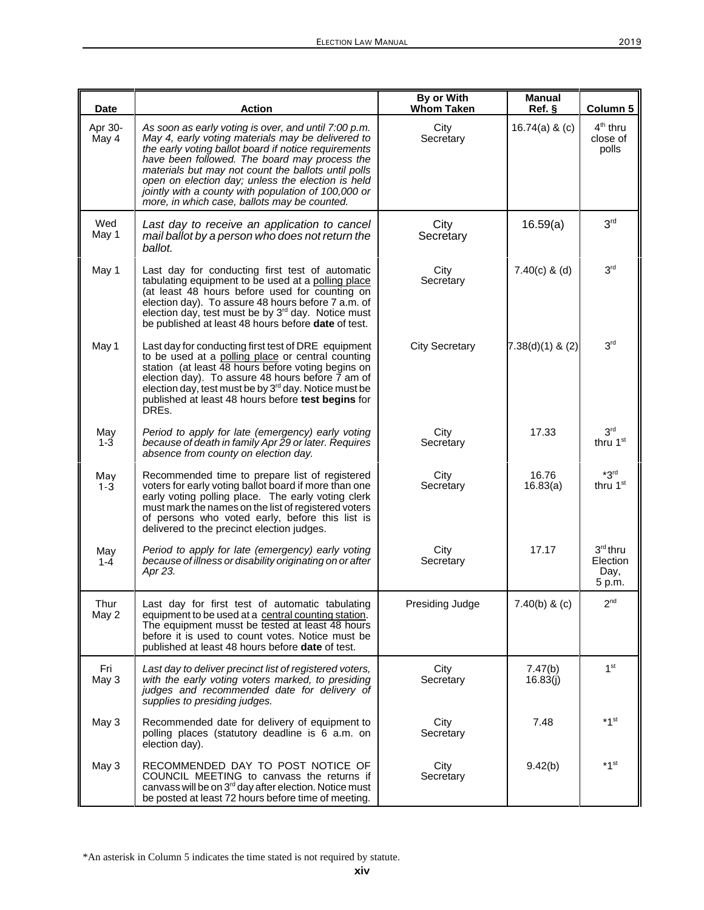| Date | Action | By or With Whom Taken | Manual Ref. § | Column 5 |
|---|---|---|---|---|
| Apr 30-May 4 | *As soon as early voting is over, and until 7:00 p.m. May 4, early voting materials may be delivered to the early voting ballot board if notice requirements have been followed. The board may process the materials but may not count the ballots until polls open on election day; unless the election is held jointly with a county with population of 100,000 or more, in which case, ballots may be counted.* | City Secretary | 16.74(a) & (c) | 4th thru close of polls |
| Wed May 1 | *Last day to receive an application to cancel mail ballot by a person who does not return the ballot.* | City Secretary | 16.59(a) | 3rd |
| May 1 | Last day for conducting first test of automatic tabulating equipment to be used at a polling place (at least 48 hours before used for counting on election day). To assure 48 hours before 7 a.m. of election day, test must be by 3rd day. Notice must be published at least 48 hours before **date** of test. | City Secretary | 7.40(c) & (d) | 3rd |
| May 1 | Last day for conducting first test of DRE equipment to be used at a polling place or central counting station (at least 48 hours before voting begins on election day). To assure 48 hours before 7 am of election day, test must be by 3rd day. Notice must be published at least 48 hours before **test begins** for DREs. | City Secretary | 7.38(d)(1) & (2) | 3rd |
| May 1-3 | *Period to apply for late (emergency) early voting because of death in family Apr 29 or later. Requires absence from county on election day.* | City Secretary | 17.33 | 3rd thru 1st |
| May 1-3 | Recommended time to prepare list of registered voters for early voting ballot board if more than one early voting polling place. The early voting clerk must mark the names on the list of registered voters of persons who voted early, before this list is delivered to the precinct election judges. | City Secretary | 16.76<br>16.83(a) | *3rd thru 1st |
| May 1-4 | *Period to apply for late (emergency) early voting because of illness or disability originating on or after Apr 23.* | City Secretary | 17.17 | 3rd thru Election Day, 5 p.m. |
| Thur May 2 | Last day for first test of automatic tabulating equipment to be used at a central counting station. The equipment musst be tested at least 48 hours before it is used to count votes. Notice must be published at least 48 hours before **date** of test. | Presiding Judge | 7.40(b) & (c) | 2nd |
| Fri May 3 | *Last day to deliver precinct list of registered voters, with the early voting voters marked, to presiding judges and recommended date for delivery of supplies to presiding judges.* | City Secretary | 7.47(b)<br>16.83(j) | 1st |
| May 3 | Recommended date for delivery of equipment to polling places (statutory deadline is 6 a.m. on election day). | City Secretary | 7.48 | *1st |
| May 3 | RECOMMENDED DAY TO POST NOTICE OF COUNCIL MEETING to canvass the returns if canvass will be on 3rd day after election. Notice must be posted at least 72 hours before time of meeting. | City Secretary | 9.42(b) | *1st |

*An asterisk in Column 5 indicates the time stated is not required by statute.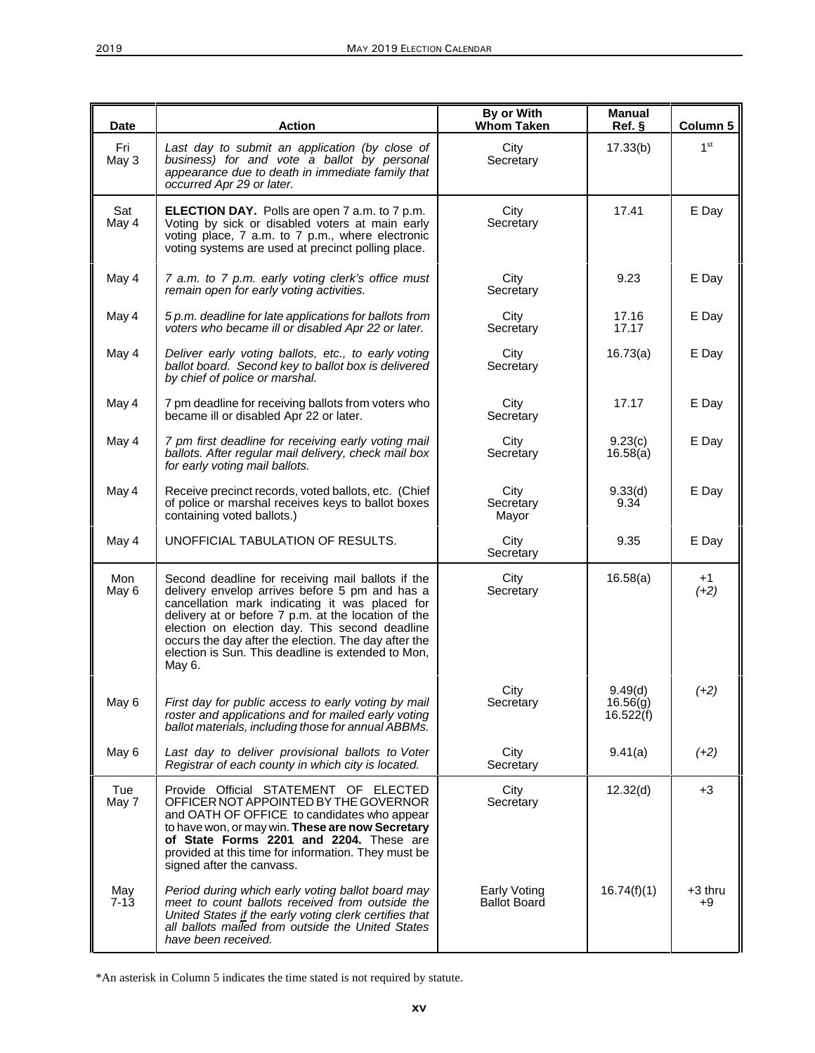| Date | Action | By or With Whom Taken | Manual Ref. § | Column 5 |
|---|---|---|---|---|
| Fri May 3 | *Last day to submit an application (by close of business) for and vote a ballot by personal appearance due to death in immediate family that occurred Apr 29 or later.* | City Secretary | 17.33(b) | 1st |
| Sat May 4 | **ELECTION DAY.** Polls are open 7 a.m. to 7 p.m. Voting by sick or disabled voters at main early voting place, 7 a.m. to 7 p.m., where electronic voting systems are used at precinct polling place. | City Secretary | 17.41 | E Day |
| May 4 | *7 a.m. to 7 p.m. early voting clerk's office must remain open for early voting activities.* | City Secretary | 9.23 | E Day |
| May 4 | *5 p.m. deadline for late applications for ballots from voters who became ill or disabled Apr 22 or later.* | City Secretary | 17.16<br>17.17 | E Day |
| May 4 | *Deliver early voting ballots, etc., to early voting ballot board. Second key to ballot box is delivered by chief of police or marshal.* | City Secretary | 16.73(a) | E Day |
| May 4 | 7 pm deadline for receiving ballots from voters who became ill or disabled Apr 22 or later. | City Secretary | 17.17 | E Day |
| May 4 | *7 pm first deadline for receiving early voting mail ballots. After regular mail delivery, check mail box for early voting mail ballots.* | City Secretary | 9.23(c)<br>16.58(a) | E Day |
| May 4 | Receive precinct records, voted ballots, etc. (Chief of police or marshal receives keys to ballot boxes containing voted ballots.) | City Secretary<br>Mayor | 9.33(d)<br>9.34 | E Day |
| May 4 | UNOFFICIAL TABULATION OF RESULTS. | City Secretary | 9.35 | E Day |
| Mon May 6 | Second deadline for receiving mail ballots if the delivery envelop arrives before 5 pm and has a cancellation mark indicating it was placed for delivery at or before 7 p.m. at the location of the election on election day. This second deadline occurs the day after the election. The day after the election is Sun. This deadline is extended to Mon, May 6. | City Secretary | 16.58(a) | +1<br>*(+2)* |
| May 6 | *First day for public access to early voting by mail roster and applications and for mailed early voting ballot materials, including those for annual ABBMs.* | City Secretary | 9.49(d)<br>16.56(g)<br>16.522(f) | *(+2)* |
| May 6 | *Last day to deliver provisional ballots to Voter Registrar of each county in which city is located.* | City Secretary | 9.41(a) | *(+2)* |
| Tue May 7 | Provide Official STATEMENT OF ELECTED OFFICER NOT APPOINTED BY THE GOVERNOR and OATH OF OFFICE to candidates who appear to have won, or may win. **These are now Secretary of State Forms 2201 and 2204.** These are provided at this time for information. They must be signed after the canvass. | City Secretary | 12.32(d) | +3 |
| May 7-13 | *Period during which early voting ballot board may meet to count ballots received from outside the United States if the early voting clerk certifies that all ballots mailed from outside the United States have been received.* | Early Voting Ballot Board | 16.74(f)(1) | +3 thru +9 |

*An asterisk in Column 5 indicates the time stated is not required by statute.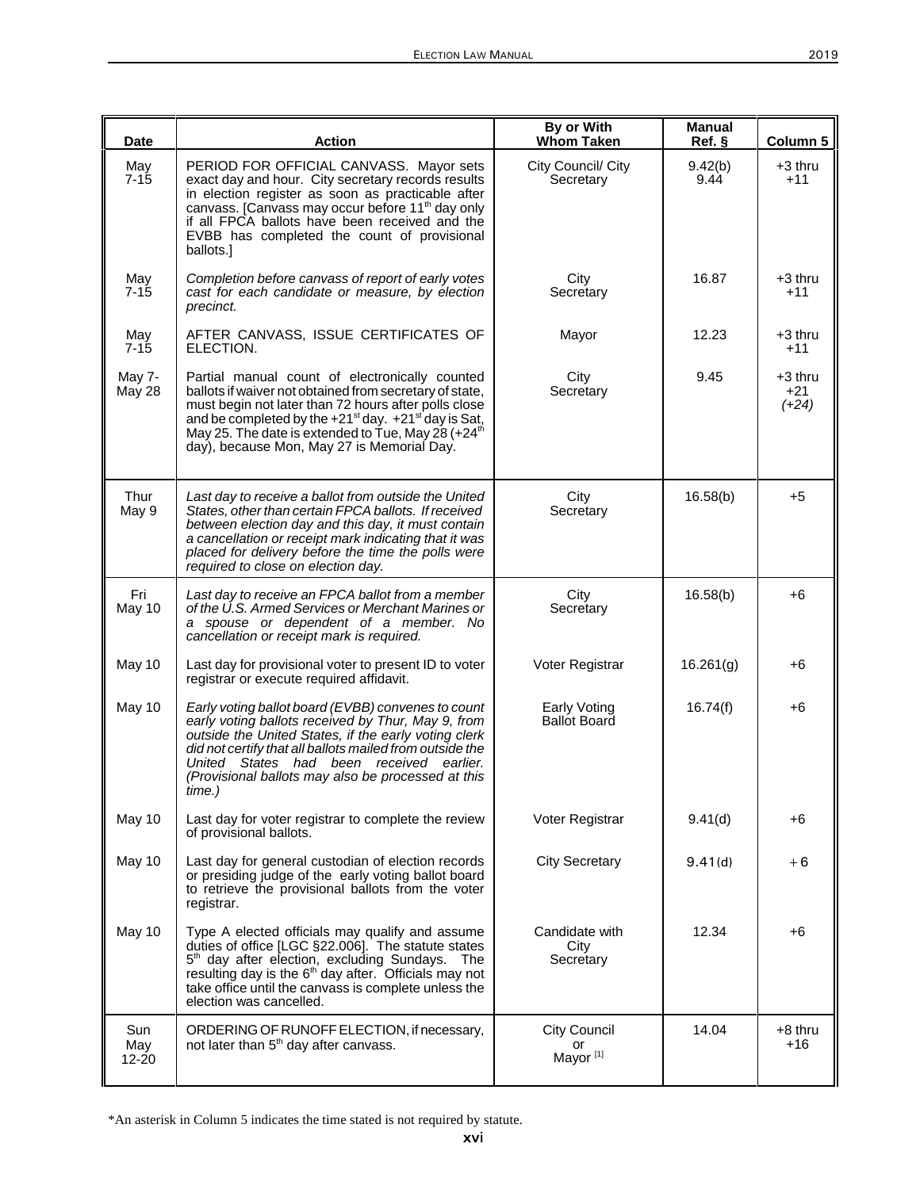| Date | Action | By or With Whom Taken | Manual Ref. § | Column 5 |
|---|---|---|---|---|
| May 7-15 | PERIOD FOR OFFICIAL CANVASS. Mayor sets exact day and hour. City secretary records results in election register as soon as practicable after canvass. [Canvass may occur before 11th day only if all FPCA ballots have been received and the EVBB has completed the count of provisional ballots.] | City Council/ City Secretary | 9.42(b) 9.44 | +3 thru +11 |
| May 7-15 | *Completion before canvass of report of early votes cast for each candidate or measure, by election precinct.* | City Secretary | 16.87 | +3 thru +11 |
| May 7-15 | AFTER CANVASS, ISSUE CERTIFICATES OF ELECTION. | Mayor | 12.23 | +3 thru +11 |
| May 7- May 28 | Partial manual count of electronically counted ballots if waiver not obtained from secretary of state, must begin not later than 72 hours after polls close and be completed by the +21st day. +21st day is Sat, May 25. The date is extended to Tue, May 28 (+24th day), because Mon, May 27 is Memorial Day. | City Secretary | 9.45 | +3 thru +21 *(+24)* |
| Thur May 9 | *Last day to receive a ballot from outside the United States, other than certain FPCA ballots. If received between election day and this day, it must contain a cancellation or receipt mark indicating that it was placed for delivery before the time the polls were required to close on election day.* | City Secretary | 16.58(b) | +5 |
| Fri May 10 | *Last day to receive an FPCA ballot from a member of the U.S. Armed Services or Merchant Marines or a spouse or dependent of a member. No cancellation or receipt mark is required.* | City Secretary | 16.58(b) | +6 |
| May 10 | Last day for provisional voter to present ID to voter registrar or execute required affidavit. | Voter Registrar | 16.261(g) | +6 |
| May 10 | *Early voting ballot board (EVBB) convenes to count early voting ballots received by Thur, May 9, from outside the United States, if the early voting clerk did not certify that all ballots mailed from outside the United States had been received earlier. (Provisional ballots may also be processed at this time.)* | Early Voting Ballot Board | 16.74(f) | +6 |
| May 10 | Last day for voter registrar to complete the review of provisional ballots. | Voter Registrar | 9.41(d) | +6 |
| May 10 | Last day for general custodian of election records or presiding judge of the early voting ballot board to retrieve the provisional ballots from the voter registrar. | City Secretary | 9.41(d) | +6 |
| May 10 | Type A elected officials may qualify and assume duties of office [LGC §22.006]. The statute states 5th day after election, excluding Sundays. The resulting day is the 6th day after. Officials may not take office until the canvass is complete unless the election was cancelled. | Candidate with City Secretary | 12.34 | +6 |
| Sun May 12-20 | ORDERING OF RUNOFF ELECTION, if necessary, not later than 5th day after canvass. | City Council or Mayor [1] | 14.04 | +8 thru +16 |

*An asterisk in Column 5 indicates the time stated is not required by statute.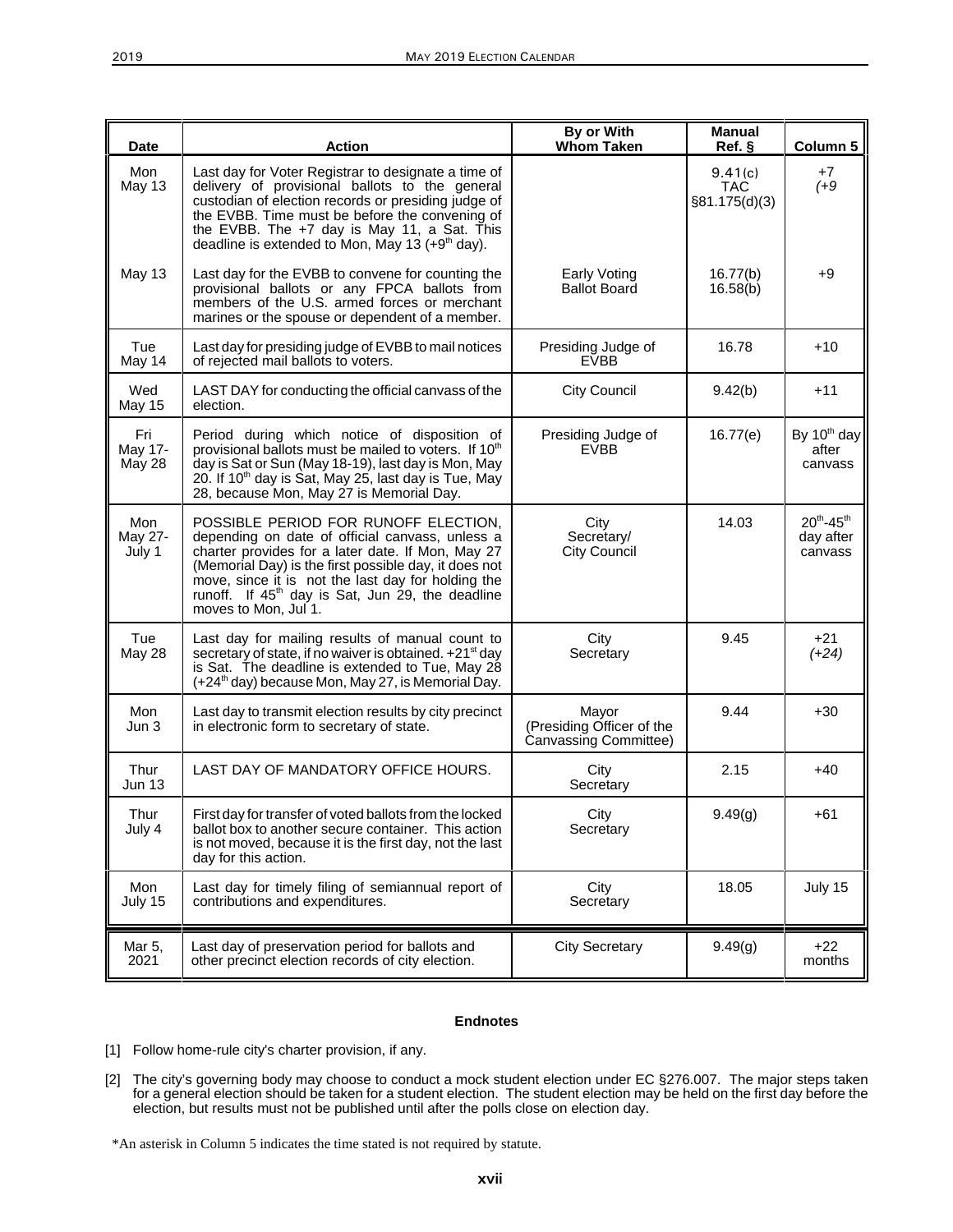| Date | Action | By or With Whom Taken | Manual Ref. § | Column 5 |
|---|---|---|---|---|
| Mon May 13 | Last day for Voter Registrar to designate a time of delivery of provisional ballots to the general custodian of election records or presiding judge of the EVBB. Time must be before the convening of the EVBB. The +7 day is May 11, a Sat. This deadline is extended to Mon, May 13 (+9th day). | | 9.41(c) TAC §81.175(d)(3) | +7 *(+9* |
| May 13 | Last day for the EVBB to convene for counting the provisional ballots or any FPCA ballots from members of the U.S. armed forces or merchant marines or the spouse or dependent of a member. | Early Voting Ballot Board | 16.77(b) 16.58(b) | +9 |
| Tue May 14 | Last day for presiding judge of EVBB to mail notices of rejected mail ballots to voters. | Presiding Judge of EVBB | 16.78 | +10 |
| Wed May 15 | LAST DAY for conducting the official canvass of the election. | City Council | 9.42(b) | +11 |
| Fri May 17-May 28 | Period during which notice of disposition of provisional ballots must be mailed to voters. If 10th day is Sat or Sun (May 18-19), last day is Mon, May 20. If 10th day is Sat, May 25, last day is Tue, May 28, because Mon, May 27 is Memorial Day. | Presiding Judge of EVBB | 16.77(e) | By 10th day after canvass |
| Mon May 27-July 1 | POSSIBLE PERIOD FOR RUNOFF ELECTION, depending on date of official canvass, unless a charter provides for a later date. If Mon, May 27 (Memorial Day) is the first possible day, it does not move, since it is not the last day for holding the runoff. If 45th day is Sat, Jun 29, the deadline moves to Mon, Jul 1. | City Secretary/ City Council | 14.03 | 20th-45th day after canvass |
| Tue May 28 | Last day for mailing results of manual count to secretary of state, if no waiver is obtained. +21st day is Sat. The deadline is extended to Tue, May 28 (+24th day) because Mon, May 27, is Memorial Day. | City Secretary | 9.45 | +21 *(+24)* |
| Mon Jun 3 | Last day to transmit election results by city precinct in electronic form to secretary of state. | Mayor (Presiding Officer of the Canvassing Committee) | 9.44 | +30 |
| Thur Jun 13 | LAST DAY OF MANDATORY OFFICE HOURS. | City Secretary | 2.15 | +40 |
| Thur July 4 | First day for transfer of voted ballots from the locked ballot box to another secure container. This action is not moved, because it is the first day, not the last day for this action. | City Secretary | 9.49(g) | +61 |
| Mon July 15 | Last day for timely filing of semiannual report of contributions and expenditures. | City Secretary | 18.05 | July 15 |
| Mar 5, 2021 | Last day of preservation period for ballots and other precinct election records of city election. | City Secretary | 9.49(g) | +22 months |

**Endnotes**

[1] Follow home-rule city's charter provision, if any.

[2] The city's governing body may choose to conduct a mock student election under EC §276.007. The major steps taken for a general election should be taken for a student election. The student election may be held on the first day before the election, but results must not be published until after the polls close on election day.

*An asterisk in Column 5 indicates the time stated is not required by statute.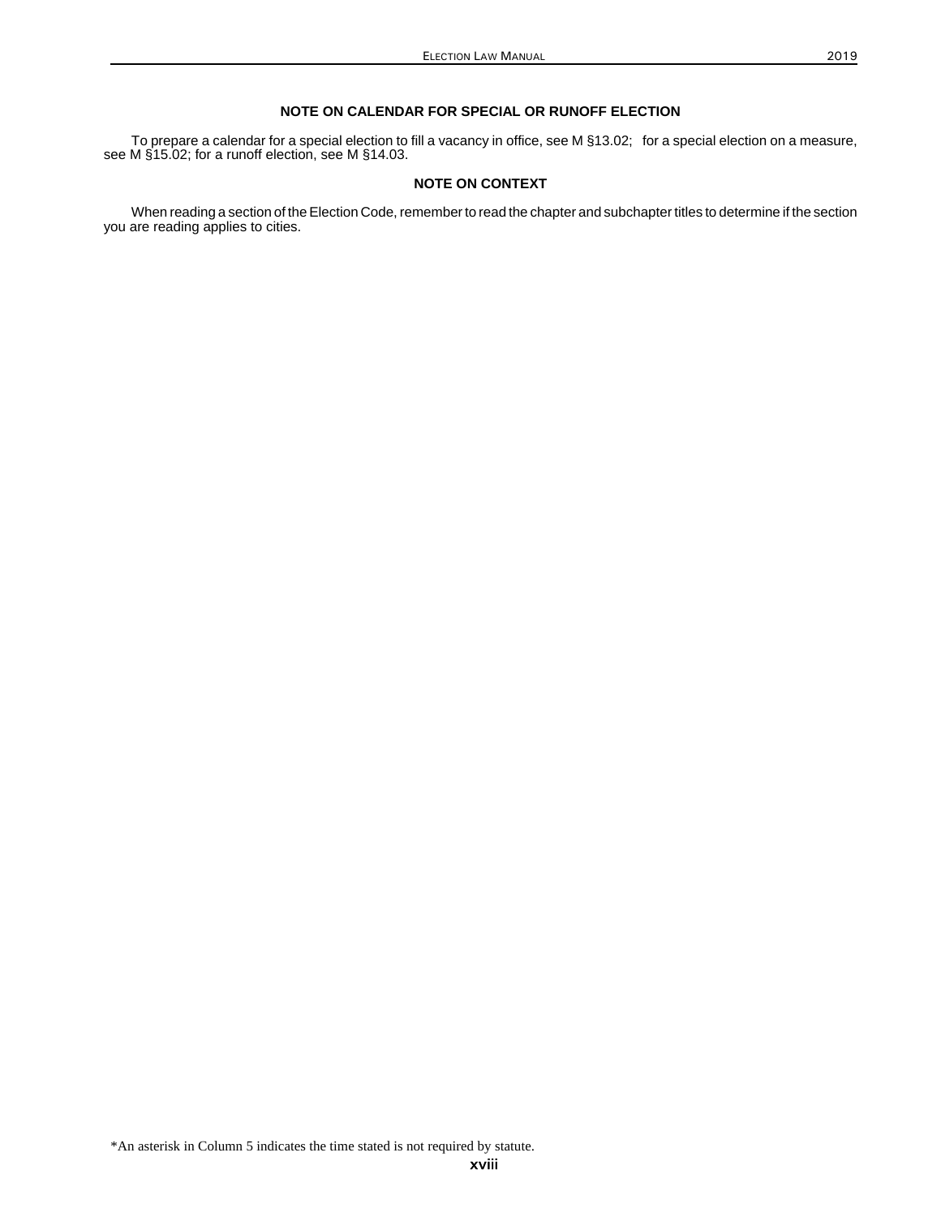## NOTE ON CALENDAR FOR SPECIAL OR RUNOFF ELECTION

To prepare a calendar for a special election to fill a vacancy in office, see M §13.02; for a special election on a measure, see M §15.02; for a runoff election, see M §14.03.

## NOTE ON CONTEXT

When reading a section of the Election Code, remember to read the chapter and subchapter titles to determine if the section you are reading applies to cities.

*An asterisk in Column 5 indicates the time stated is not required by statute.